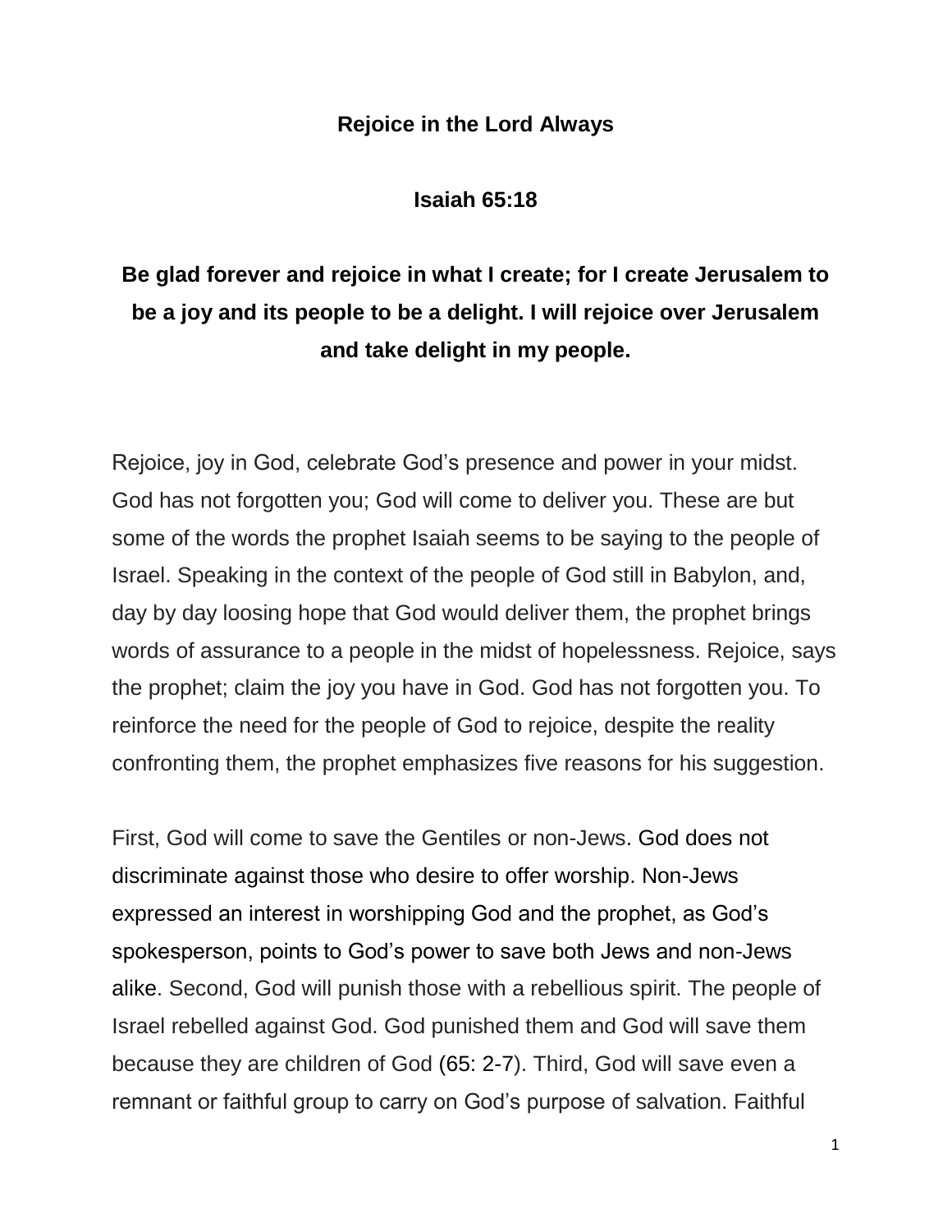# Rejoice in the Lord Always

## Isaiah 65:18

**Be glad forever and rejoice in what I create; for I create Jerusalem to be a joy and its people to be a delight. I will rejoice over Jerusalem and take delight in my people.**

Rejoice, joy in God, celebrate God's presence and power in your midst. God has not forgotten you; God will come to deliver you. These are but some of the words the prophet Isaiah seems to be saying to the people of Israel. Speaking in the context of the people of God still in Babylon, and, day by day loosing hope that God would deliver them, the prophet brings words of assurance to a people in the midst of hopelessness. Rejoice, says the prophet; claim the joy you have in God. God has not forgotten you. To reinforce the need for the people of God to rejoice, despite the reality confronting them, the prophet emphasizes five reasons for his suggestion.

First, God will come to save the Gentiles or non-Jews. God does not discriminate against those who desire to offer worship. Non-Jews expressed an interest in worshipping God and the prophet, as God's spokesperson, points to God's power to save both Jews and non-Jews alike. Second, God will punish those with a rebellious spirit. The people of Israel rebelled against God. God punished them and God will save them because they are children of God (65: 2-7). Third, God will save even a remnant or faithful group to carry on God's purpose of salvation. Faithful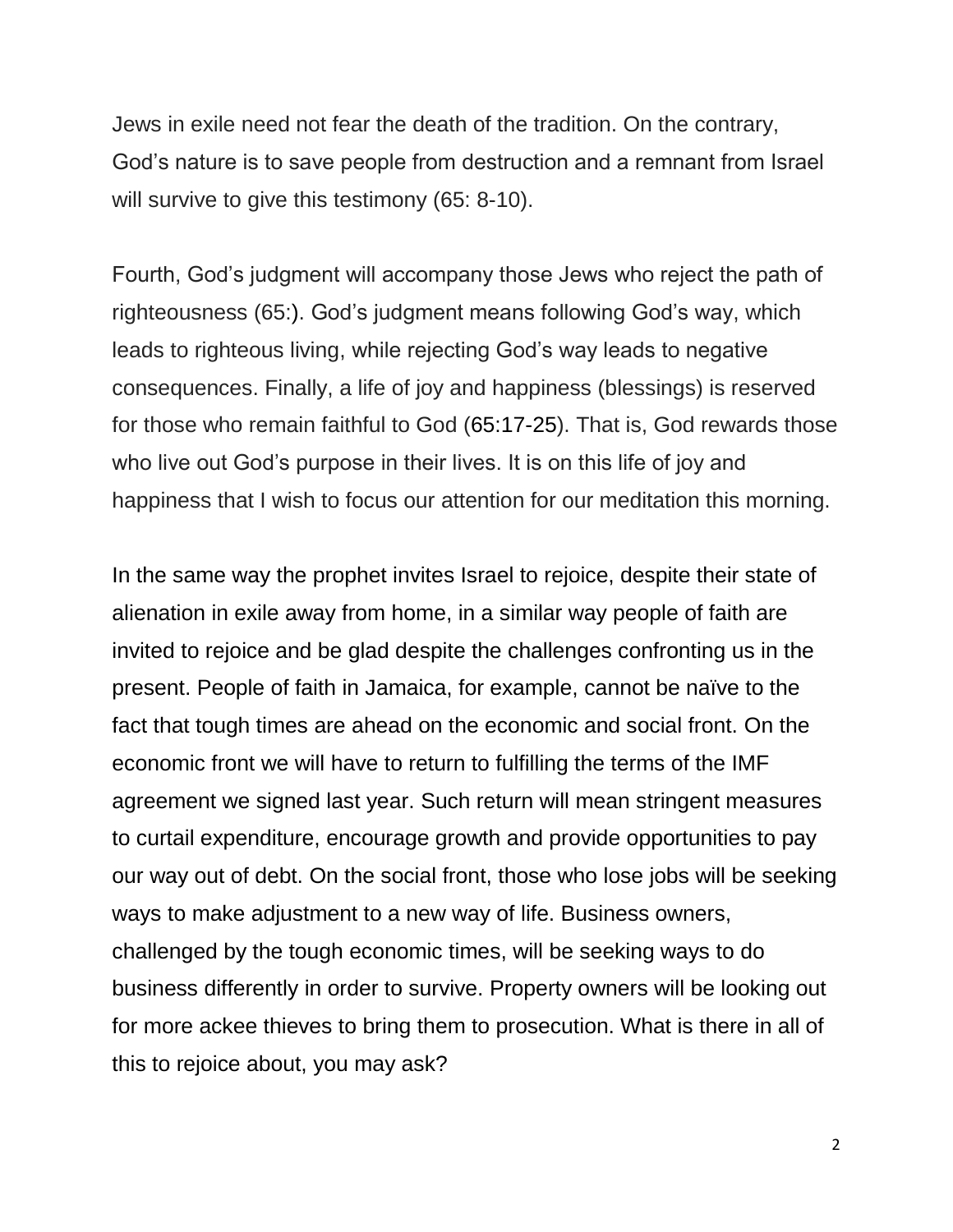Jews in exile need not fear the death of the tradition. On the contrary, God's nature is to save people from destruction and a remnant from Israel will survive to give this testimony (65: 8-10).

Fourth, God's judgment will accompany those Jews who reject the path of righteousness (65:). God's judgment means following God's way, which leads to righteous living, while rejecting God's way leads to negative consequences. Finally, a life of joy and happiness (blessings) is reserved for those who remain faithful to God (65:17-25). That is, God rewards those who live out God's purpose in their lives. It is on this life of joy and happiness that I wish to focus our attention for our meditation this morning.

In the same way the prophet invites Israel to rejoice, despite their state of alienation in exile away from home, in a similar way people of faith are invited to rejoice and be glad despite the challenges confronting us in the present. People of faith in Jamaica, for example, cannot be naïve to the fact that tough times are ahead on the economic and social front. On the economic front we will have to return to fulfilling the terms of the IMF agreement we signed last year. Such return will mean stringent measures to curtail expenditure, encourage growth and provide opportunities to pay our way out of debt. On the social front, those who lose jobs will be seeking ways to make adjustment to a new way of life. Business owners, challenged by the tough economic times, will be seeking ways to do business differently in order to survive. Property owners will be looking out for more ackee thieves to bring them to prosecution. What is there in all of this to rejoice about, you may ask?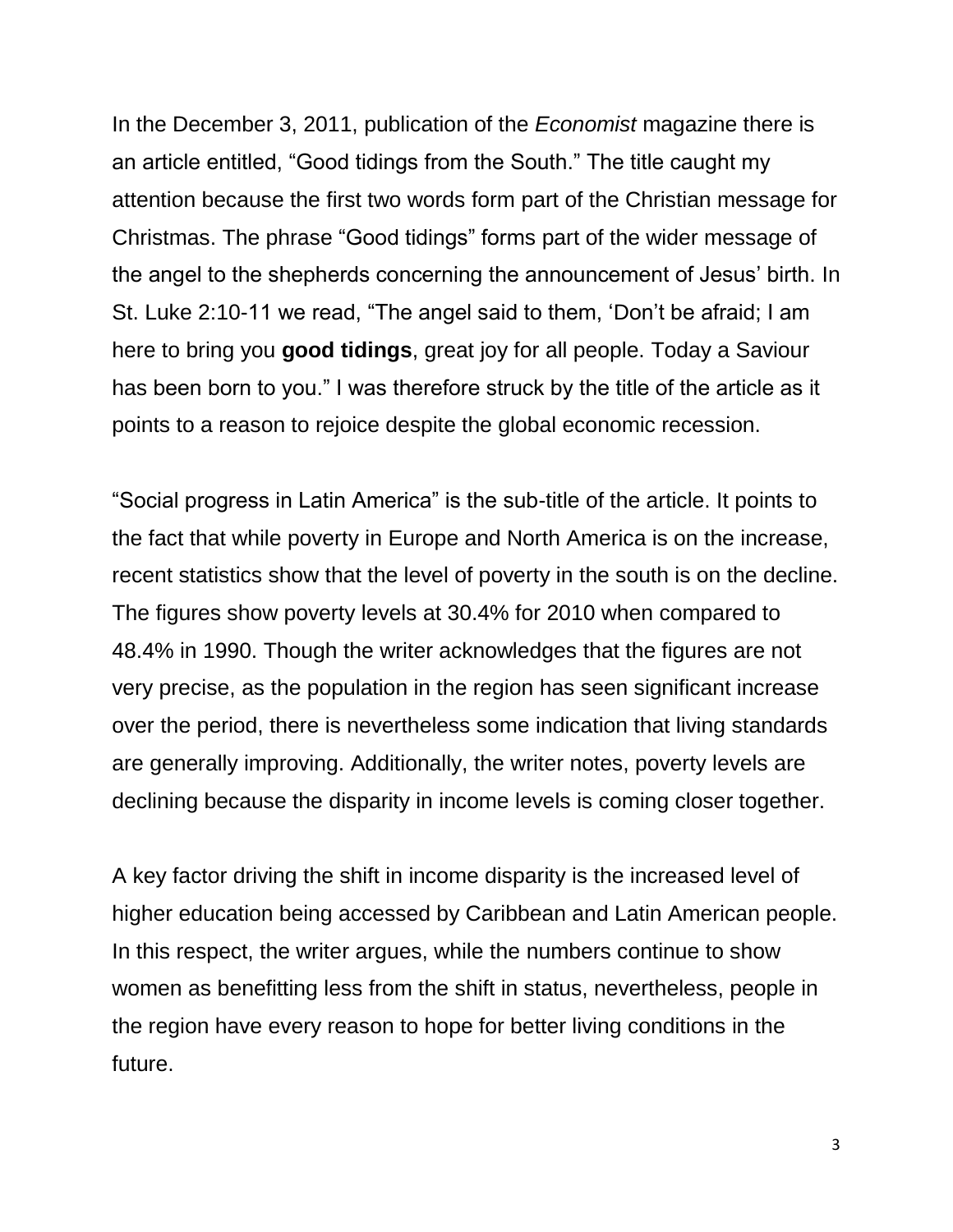In the December 3, 2011, publication of the *Economist* magazine there is an article entitled, "Good tidings from the South." The title caught my attention because the first two words form part of the Christian message for Christmas. The phrase "Good tidings" forms part of the wider message of the angel to the shepherds concerning the announcement of Jesus' birth. In St. Luke 2:10-11 we read, "The angel said to them, 'Don't be afraid; I am here to bring you **good tidings**, great joy for all people. Today a Saviour has been born to you." I was therefore struck by the title of the article as it points to a reason to rejoice despite the global economic recession.

"Social progress in Latin America" is the sub-title of the article. It points to the fact that while poverty in Europe and North America is on the increase, recent statistics show that the level of poverty in the south is on the decline. The figures show poverty levels at 30.4% for 2010 when compared to 48.4% in 1990. Though the writer acknowledges that the figures are not very precise, as the population in the region has seen significant increase over the period, there is nevertheless some indication that living standards are generally improving. Additionally, the writer notes, poverty levels are declining because the disparity in income levels is coming closer together.

A key factor driving the shift in income disparity is the increased level of higher education being accessed by Caribbean and Latin American people. In this respect, the writer argues, while the numbers continue to show women as benefitting less from the shift in status, nevertheless, people in the region have every reason to hope for better living conditions in the future.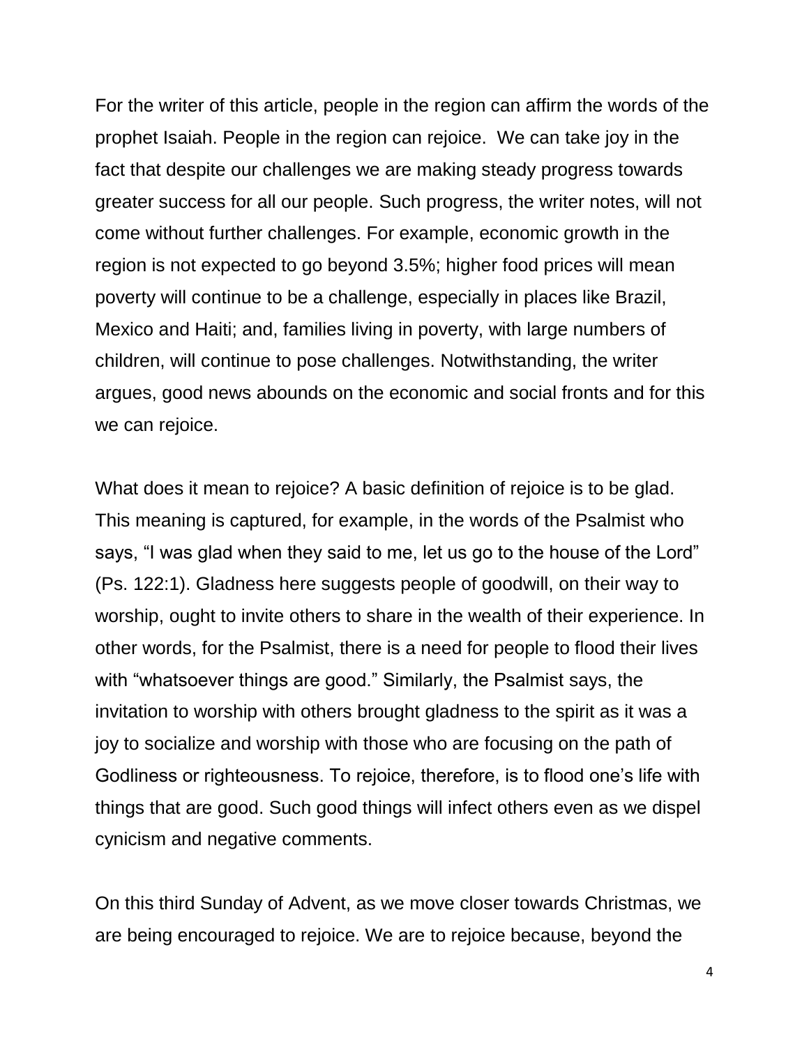For the writer of this article, people in the region can affirm the words of the prophet Isaiah. People in the region can rejoice.  We can take joy in the fact that despite our challenges we are making steady progress towards greater success for all our people. Such progress, the writer notes, will not come without further challenges. For example, economic growth in the region is not expected to go beyond 3.5%; higher food prices will mean poverty will continue to be a challenge, especially in places like Brazil, Mexico and Haiti; and, families living in poverty, with large numbers of children, will continue to pose challenges. Notwithstanding, the writer argues, good news abounds on the economic and social fronts and for this we can rejoice.

What does it mean to rejoice? A basic definition of rejoice is to be glad. This meaning is captured, for example, in the words of the Psalmist who says, "I was glad when they said to me, let us go to the house of the Lord" (Ps. 122:1). Gladness here suggests people of goodwill, on their way to worship, ought to invite others to share in the wealth of their experience. In other words, for the Psalmist, there is a need for people to flood their lives with "whatsoever things are good." Similarly, the Psalmist says, the invitation to worship with others brought gladness to the spirit as it was a joy to socialize and worship with those who are focusing on the path of Godliness or righteousness. To rejoice, therefore, is to flood one's life with things that are good. Such good things will infect others even as we dispel cynicism and negative comments.

On this third Sunday of Advent, as we move closer towards Christmas, we are being encouraged to rejoice. We are to rejoice because, beyond the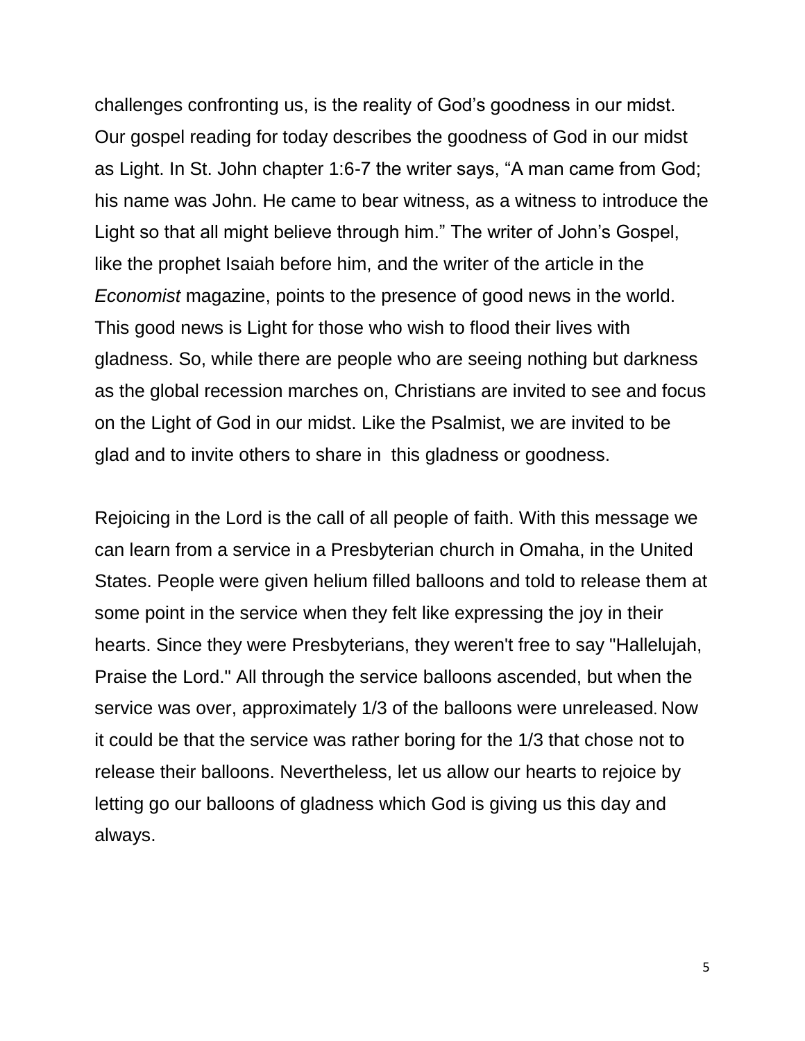challenges confronting us, is the reality of God's goodness in our midst. Our gospel reading for today describes the goodness of God in our midst as Light. In St. John chapter 1:6-7 the writer says, "A man came from God; his name was John. He came to bear witness, as a witness to introduce the Light so that all might believe through him." The writer of John's Gospel, like the prophet Isaiah before him, and the writer of the article in the *Economist* magazine, points to the presence of good news in the world. This good news is Light for those who wish to flood their lives with gladness. So, while there are people who are seeing nothing but darkness as the global recession marches on, Christians are invited to see and focus on the Light of God in our midst. Like the Psalmist, we are invited to be glad and to invite others to share in this gladness or goodness.

Rejoicing in the Lord is the call of all people of faith. With this message we can learn from a service in a Presbyterian church in Omaha, in the United States. People were given helium filled balloons and told to release them at some point in the service when they felt like expressing the joy in their hearts. Since they were Presbyterians, they weren't free to say "Hallelujah, Praise the Lord." All through the service balloons ascended, but when the service was over, approximately 1/3 of the balloons were unreleased. Now it could be that the service was rather boring for the 1/3 that chose not to release their balloons. Nevertheless, let us allow our hearts to rejoice by letting go our balloons of gladness which God is giving us this day and always.